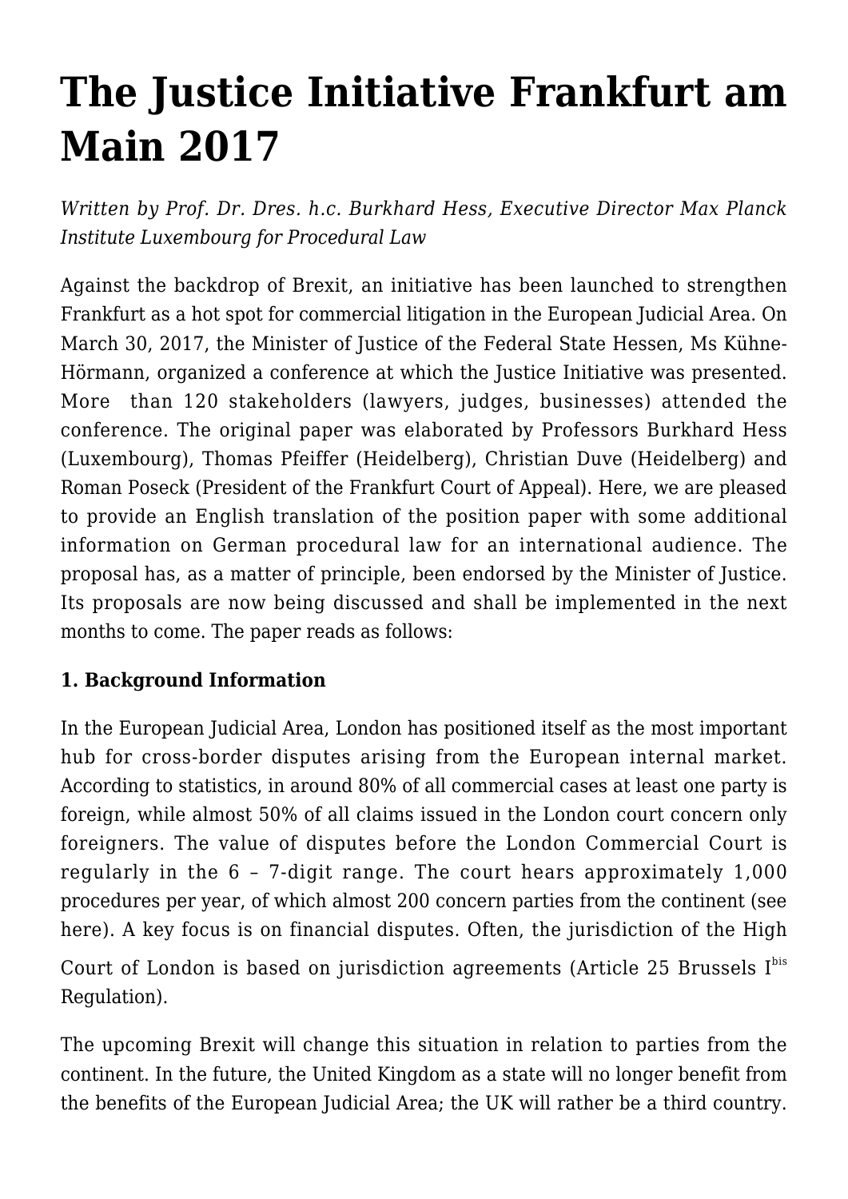# The Justice Initiative Frankfurt am Main 2017

*Written by Prof. Dr. Dres. h.c. Burkhard Hess, Executive Director Max Planck Institute Luxembourg for Procedural Law*

Against the backdrop of Brexit, an initiative has been launched to strengthen Frankfurt as a hot spot for commercial litigation in the European Judicial Area. On March 30, 2017, the Minister of Justice of the Federal State Hessen, Ms Kühne-Hörmann, organized a conference at which the Justice Initiative was presented. More than 120 stakeholders (lawyers, judges, businesses) attended the conference. The original paper was elaborated by Professors Burkhard Hess (Luxembourg), Thomas Pfeiffer (Heidelberg), Christian Duve (Heidelberg) and Roman Poseck (President of the Frankfurt Court of Appeal). Here, we are pleased to provide an English translation of the position paper with some additional information on German procedural law for an international audience. The proposal has, as a matter of principle, been endorsed by the Minister of Justice. Its proposals are now being discussed and shall be implemented in the next months to come. The paper reads as follows:

**1. Background Information**

In the European Judicial Area, London has positioned itself as the most important hub for cross-border disputes arising from the European internal market. According to statistics, in around 80% of all commercial cases at least one party is foreign, while almost 50% of all claims issued in the London court concern only foreigners. The value of disputes before the London Commercial Court is regularly in the 6 – 7-digit range. The court hears approximately 1,000 procedures per year, of which almost 200 concern parties from the continent (see here). A key focus is on financial disputes. Often, the jurisdiction of the High Court of London is based on jurisdiction agreements (Article 25 Brussels I[bis] Regulation).

The upcoming Brexit will change this situation in relation to parties from the continent. In the future, the United Kingdom as a state will no longer benefit from the benefits of the European Judicial Area; the UK will rather be a third country.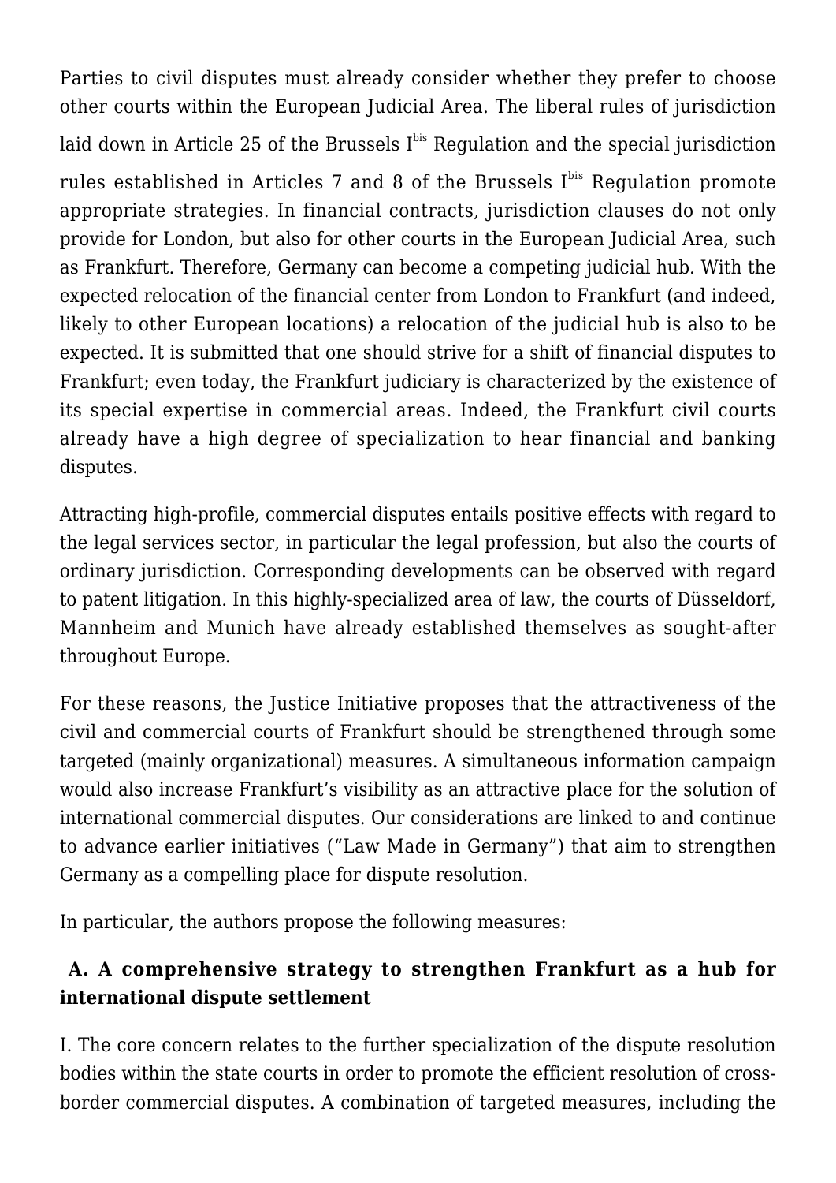Parties to civil disputes must already consider whether they prefer to choose other courts within the European Judicial Area. The liberal rules of jurisdiction laid down in Article 25 of the Brussels I$^{bis}$ Regulation and the special jurisdiction rules established in Articles 7 and 8 of the Brussels I$^{bis}$ Regulation promote appropriate strategies. In financial contracts, jurisdiction clauses do not only provide for London, but also for other courts in the European Judicial Area, such as Frankfurt. Therefore, Germany can become a competing judicial hub. With the expected relocation of the financial center from London to Frankfurt (and indeed, likely to other European locations) a relocation of the judicial hub is also to be expected. It is submitted that one should strive for a shift of financial disputes to Frankfurt; even today, the Frankfurt judiciary is characterized by the existence of its special expertise in commercial areas. Indeed, the Frankfurt civil courts already have a high degree of specialization to hear financial and banking disputes.

Attracting high-profile, commercial disputes entails positive effects with regard to the legal services sector, in particular the legal profession, but also the courts of ordinary jurisdiction. Corresponding developments can be observed with regard to patent litigation. In this highly-specialized area of law, the courts of Düsseldorf, Mannheim and Munich have already established themselves as sought-after throughout Europe.

For these reasons, the Justice Initiative proposes that the attractiveness of the civil and commercial courts of Frankfurt should be strengthened through some targeted (mainly organizational) measures. A simultaneous information campaign would also increase Frankfurt's visibility as an attractive place for the solution of international commercial disputes. Our considerations are linked to and continue to advance earlier initiatives ("Law Made in Germany") that aim to strengthen Germany as a compelling place for dispute resolution.

In particular, the authors propose the following measures:

### A. A comprehensive strategy to strengthen Frankfurt as a hub for international dispute settlement

I. The core concern relates to the further specialization of the dispute resolution bodies within the state courts in order to promote the efficient resolution of cross-border commercial disputes. A combination of targeted measures, including the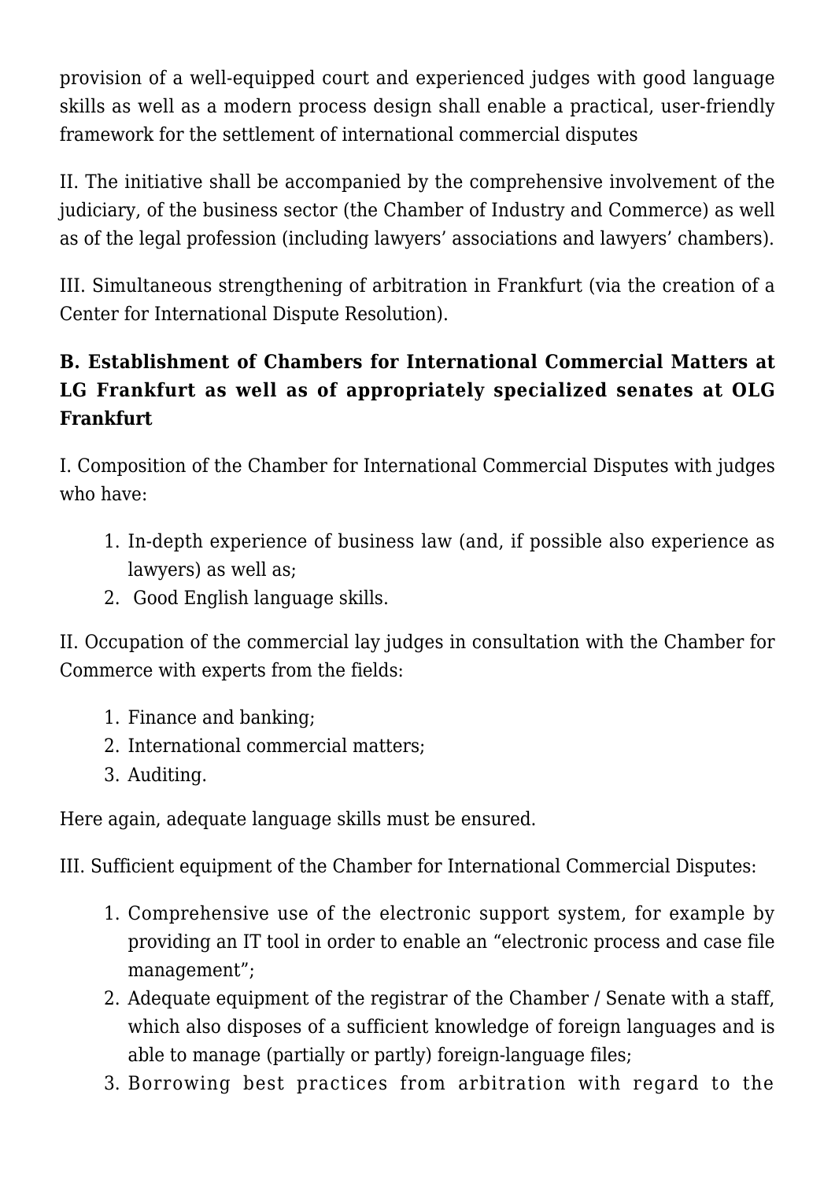provision of a well-equipped court and experienced judges with good language skills as well as a modern process design shall enable a practical, user-friendly framework for the settlement of international commercial disputes

II. The initiative shall be accompanied by the comprehensive involvement of the judiciary, of the business sector (the Chamber of Industry and Commerce) as well as of the legal profession (including lawyers' associations and lawyers' chambers).

III. Simultaneous strengthening of arbitration in Frankfurt (via the creation of a Center for International Dispute Resolution).

**B. Establishment of Chambers for International Commercial Matters at LG Frankfurt as well as of appropriately specialized senates at OLG Frankfurt**

I. Composition of the Chamber for International Commercial Disputes with judges who have:

1. In-depth experience of business law (and, if possible also experience as lawyers) as well as;
2. Good English language skills.

II. Occupation of the commercial lay judges in consultation with the Chamber for Commerce with experts from the fields:

1. Finance and banking;
2. International commercial matters;
3. Auditing.

Here again, adequate language skills must be ensured.

III. Sufficient equipment of the Chamber for International Commercial Disputes:

1. Comprehensive use of the electronic support system, for example by providing an IT tool in order to enable an "electronic process and case file management";
2. Adequate equipment of the registrar of the Chamber / Senate with a staff, which also disposes of a sufficient knowledge of foreign languages and is able to manage (partially or partly) foreign-language files;
3. Borrowing best practices from arbitration with regard to the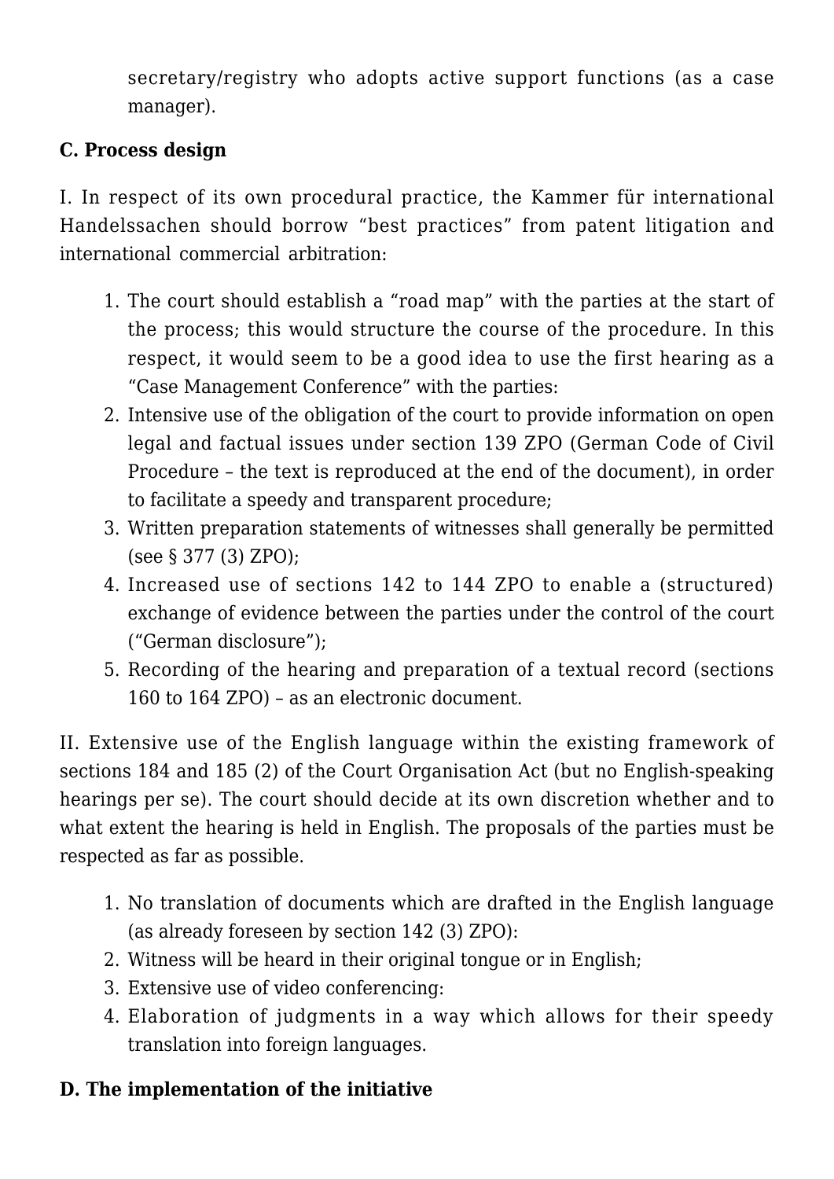secretary/registry who adopts active support functions (as a case manager).

**C. Process design**

I. In respect of its own procedural practice, the Kammer für international Handelssachen should borrow "best practices" from patent litigation and international commercial arbitration:

1. The court should establish a "road map" with the parties at the start of the process; this would structure the course of the procedure. In this respect, it would seem to be a good idea to use the first hearing as a "Case Management Conference" with the parties:
2. Intensive use of the obligation of the court to provide information on open legal and factual issues under section 139 ZPO (German Code of Civil Procedure – the text is reproduced at the end of the document), in order to facilitate a speedy and transparent procedure;
3. Written preparation statements of witnesses shall generally be permitted (see § 377 (3) ZPO);
4. Increased use of sections 142 to 144 ZPO to enable a (structured) exchange of evidence between the parties under the control of the court ("German disclosure");
5. Recording of the hearing and preparation of a textual record (sections 160 to 164 ZPO) – as an electronic document.

II. Extensive use of the English language within the existing framework of sections 184 and 185 (2) of the Court Organisation Act (but no English-speaking hearings per se). The court should decide at its own discretion whether and to what extent the hearing is held in English. The proposals of the parties must be respected as far as possible.

1. No translation of documents which are drafted in the English language (as already foreseen by section 142 (3) ZPO):
2. Witness will be heard in their original tongue or in English;
3. Extensive use of video conferencing:
4. Elaboration of judgments in a way which allows for their speedy translation into foreign languages.

**D. The implementation of the initiative**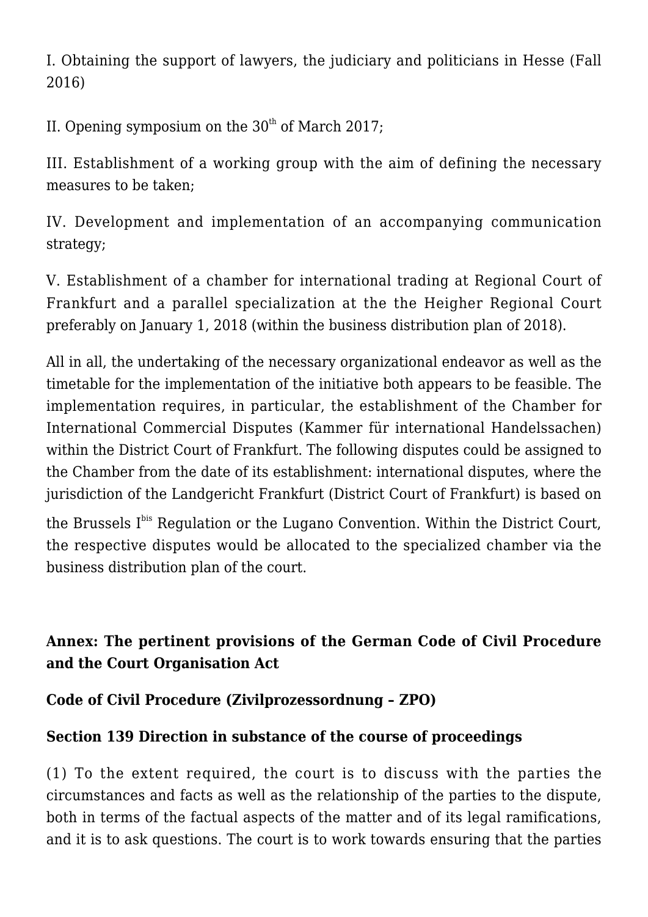I. Obtaining the support of lawyers, the judiciary and politicians in Hesse (Fall 2016)

II. Opening symposium on the 30th of March 2017;

III. Establishment of a working group with the aim of defining the necessary measures to be taken;

IV. Development and implementation of an accompanying communication strategy;

V. Establishment of a chamber for international trading at Regional Court of Frankfurt and a parallel specialization at the the Heigher Regional Court preferably on January 1, 2018 (within the business distribution plan of 2018).

All in all, the undertaking of the necessary organizational endeavor as well as the timetable for the implementation of the initiative both appears to be feasible. The implementation requires, in particular, the establishment of the Chamber for International Commercial Disputes (Kammer für international Handelssachen) within the District Court of Frankfurt. The following disputes could be assigned to the Chamber from the date of its establishment: international disputes, where the jurisdiction of the Landgericht Frankfurt (District Court of Frankfurt) is based on the Brussels I^bis Regulation or the Lugano Convention. Within the District Court, the respective disputes would be allocated to the specialized chamber via the business distribution plan of the court.

**Annex: The pertinent provisions of the German Code of Civil Procedure and the Court Organisation Act**

**Code of Civil Procedure (Zivilprozessordnung – ZPO)**

**Section 139 Direction in substance of the course of proceedings**

(1) To the extent required, the court is to discuss with the parties the circumstances and facts as well as the relationship of the parties to the dispute, both in terms of the factual aspects of the matter and of its legal ramifications, and it is to ask questions. The court is to work towards ensuring that the parties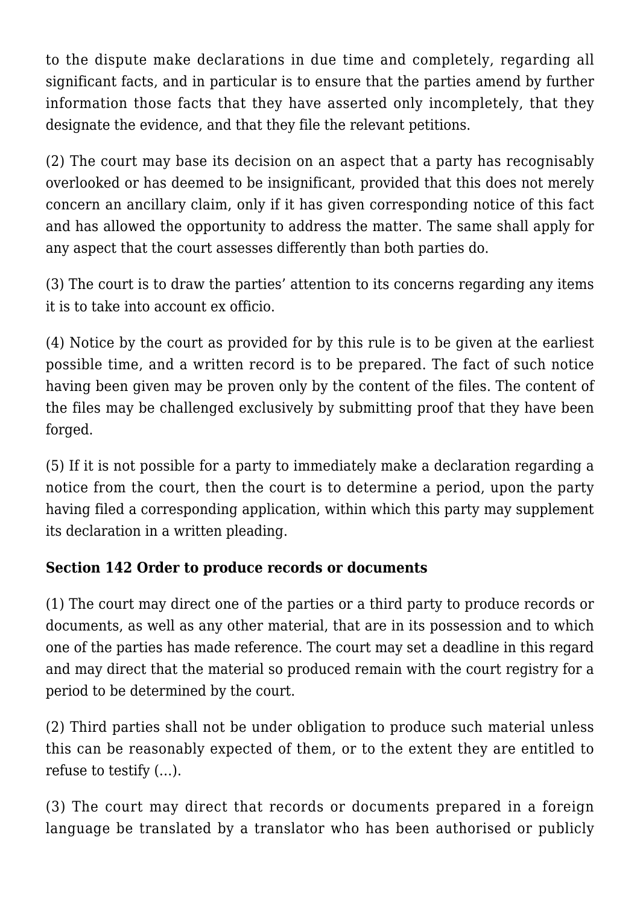to the dispute make declarations in due time and completely, regarding all significant facts, and in particular is to ensure that the parties amend by further information those facts that they have asserted only incompletely, that they designate the evidence, and that they file the relevant petitions.

(2) The court may base its decision on an aspect that a party has recognisably overlooked or has deemed to be insignificant, provided that this does not merely concern an ancillary claim, only if it has given corresponding notice of this fact and has allowed the opportunity to address the matter. The same shall apply for any aspect that the court assesses differently than both parties do.

(3) The court is to draw the parties' attention to its concerns regarding any items it is to take into account ex officio.

(4) Notice by the court as provided for by this rule is to be given at the earliest possible time, and a written record is to be prepared. The fact of such notice having been given may be proven only by the content of the files. The content of the files may be challenged exclusively by submitting proof that they have been forged.

(5) If it is not possible for a party to immediately make a declaration regarding a notice from the court, then the court is to determine a period, upon the party having filed a corresponding application, within which this party may supplement its declaration in a written pleading.

**Section 142 Order to produce records or documents**

(1) The court may direct one of the parties or a third party to produce records or documents, as well as any other material, that are in its possession and to which one of the parties has made reference. The court may set a deadline in this regard and may direct that the material so produced remain with the court registry for a period to be determined by the court.

(2) Third parties shall not be under obligation to produce such material unless this can be reasonably expected of them, or to the extent they are entitled to refuse to testify (…).

(3) The court may direct that records or documents prepared in a foreign language be translated by a translator who has been authorised or publicly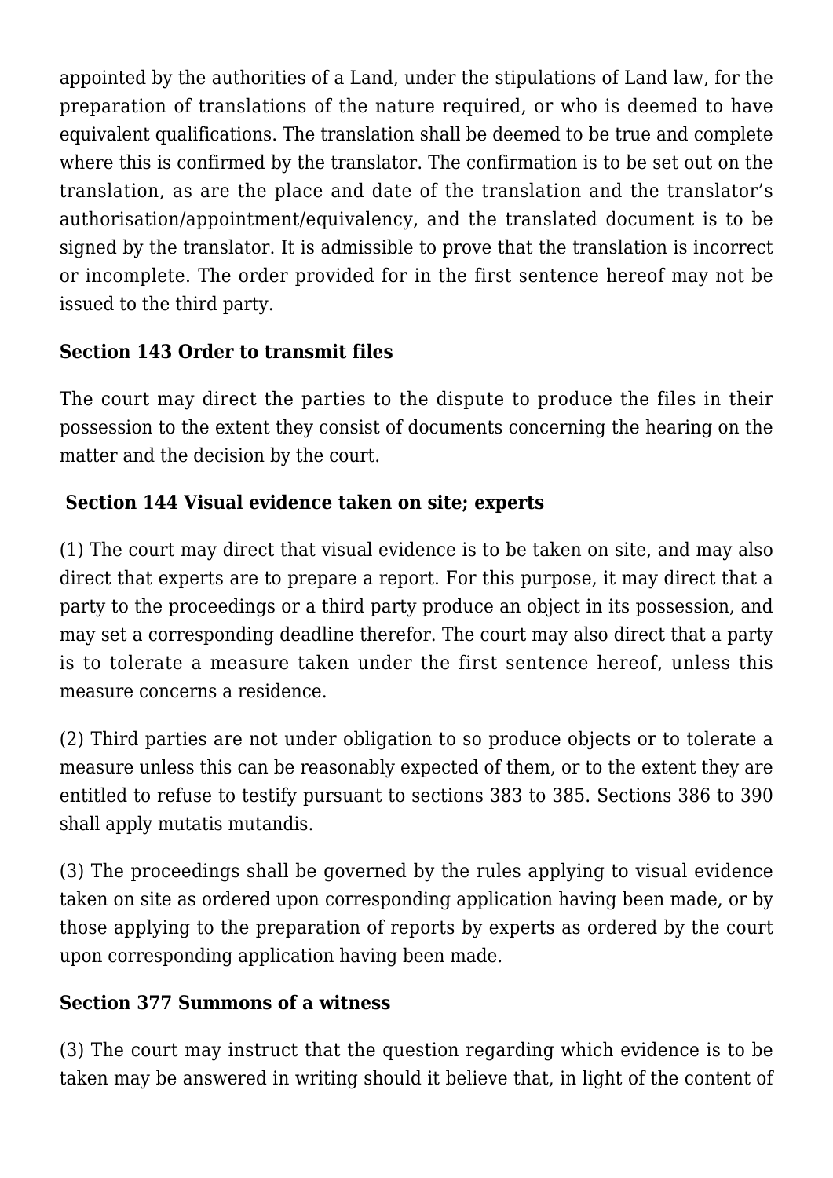appointed by the authorities of a Land, under the stipulations of Land law, for the preparation of translations of the nature required, or who is deemed to have equivalent qualifications. The translation shall be deemed to be true and complete where this is confirmed by the translator. The confirmation is to be set out on the translation, as are the place and date of the translation and the translator's authorisation/appointment/equivalency, and the translated document is to be signed by the translator. It is admissible to prove that the translation is incorrect or incomplete. The order provided for in the first sentence hereof may not be issued to the third party.

**Section 143 Order to transmit files**

The court may direct the parties to the dispute to produce the files in their possession to the extent they consist of documents concerning the hearing on the matter and the decision by the court.

**Section 144 Visual evidence taken on site; experts**

(1) The court may direct that visual evidence is to be taken on site, and may also direct that experts are to prepare a report. For this purpose, it may direct that a party to the proceedings or a third party produce an object in its possession, and may set a corresponding deadline therefor. The court may also direct that a party is to tolerate a measure taken under the first sentence hereof, unless this measure concerns a residence.

(2) Third parties are not under obligation to so produce objects or to tolerate a measure unless this can be reasonably expected of them, or to the extent they are entitled to refuse to testify pursuant to sections 383 to 385. Sections 386 to 390 shall apply mutatis mutandis.

(3) The proceedings shall be governed by the rules applying to visual evidence taken on site as ordered upon corresponding application having been made, or by those applying to the preparation of reports by experts as ordered by the court upon corresponding application having been made.

**Section 377 Summons of a witness**

(3) The court may instruct that the question regarding which evidence is to be taken may be answered in writing should it believe that, in light of the content of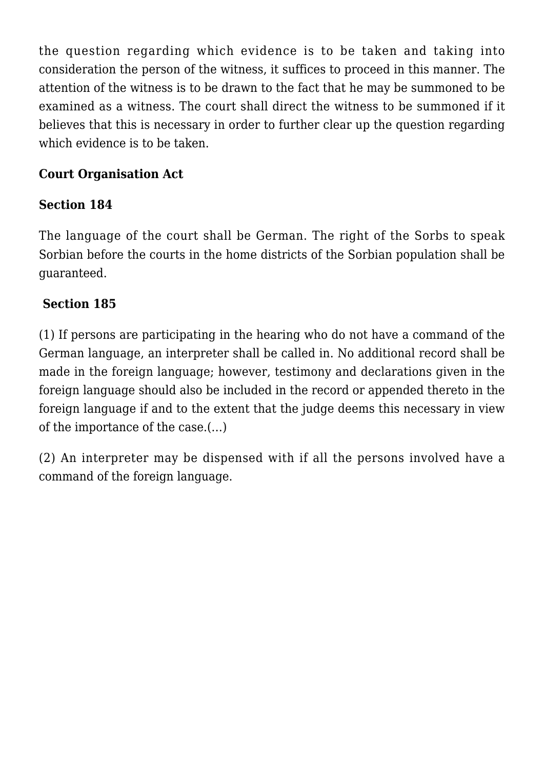the question regarding which evidence is to be taken and taking into consideration the person of the witness, it suffices to proceed in this manner. The attention of the witness is to be drawn to the fact that he may be summoned to be examined as a witness. The court shall direct the witness to be summoned if it believes that this is necessary in order to further clear up the question regarding which evidence is to be taken.

**Court Organisation Act**

**Section 184**

The language of the court shall be German. The right of the Sorbs to speak Sorbian before the courts in the home districts of the Sorbian population shall be guaranteed.

**Section 185**

(1) If persons are participating in the hearing who do not have a command of the German language, an interpreter shall be called in. No additional record shall be made in the foreign language; however, testimony and declarations given in the foreign language should also be included in the record or appended thereto in the foreign language if and to the extent that the judge deems this necessary in view of the importance of the case.(…)

(2) An interpreter may be dispensed with if all the persons involved have a command of the foreign language.